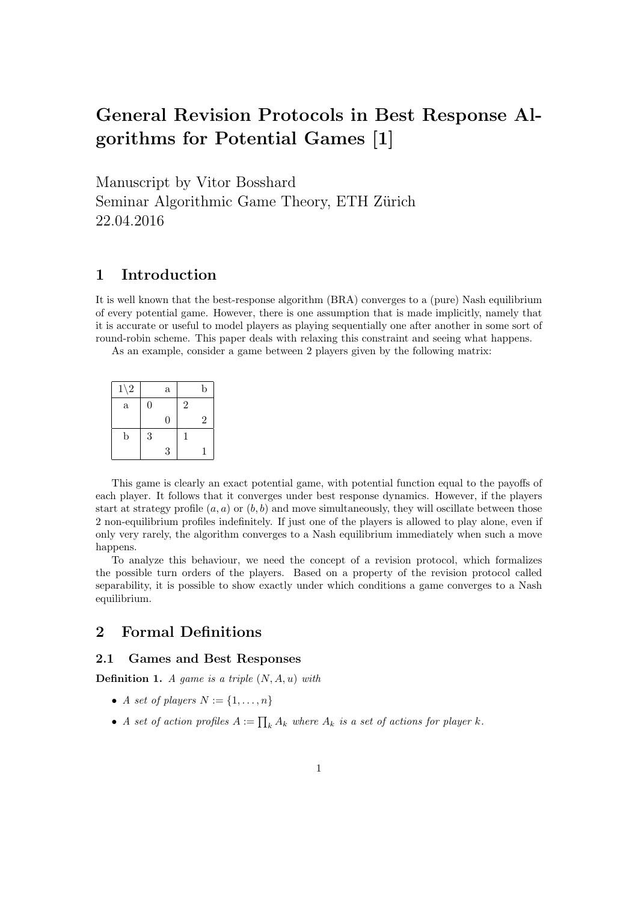# General Revision Protocols in Best Response Algorithms for Potential Games [1]

Manuscript by Vitor Bosshard
Seminar Algorithmic Game Theory, ETH Zürich
22.04.2016

## 1 Introduction

It is well known that the best-response algorithm (BRA) converges to a (pure) Nash equilibrium of every potential game. However, there is one assumption that is made implicitly, namely that it is accurate or useful to model players as playing sequentially one after another in some sort of round-robin scheme. This paper deals with relaxing this constraint and seeing what happens.

As an example, consider a game between 2 players given by the following matrix:

| 1\2 | a | b |
|---|---|---|
| a | 0, 0 | 2, 2 |
| b | 3, 3 | 1, 1 |

This game is clearly an exact potential game, with potential function equal to the payoffs of each player. It follows that it converges under best response dynamics. However, if the players start at strategy profile $(a, a)$ or $(b, b)$ and move simultaneously, they will oscillate between those 2 non-equilibrium profiles indefinitely. If just one of the players is allowed to play alone, even if only very rarely, the algorithm converges to a Nash equilibrium immediately when such a move happens.

To analyze this behaviour, we need the concept of a revision protocol, which formalizes the possible turn orders of the players. Based on a property of the revision protocol called separability, it is possible to show exactly under which conditions a game converges to a Nash equilibrium.

## 2 Formal Definitions

### 2.1 Games and Best Responses

**Definition 1.** *A game is a triple* $(N, A, u)$ *with*

- *A set of players* $N := \{1, \ldots, n\}$
- *A set of action profiles* $A := \prod_k A_k$ *where* $A_k$ *is a set of actions for player* $k$.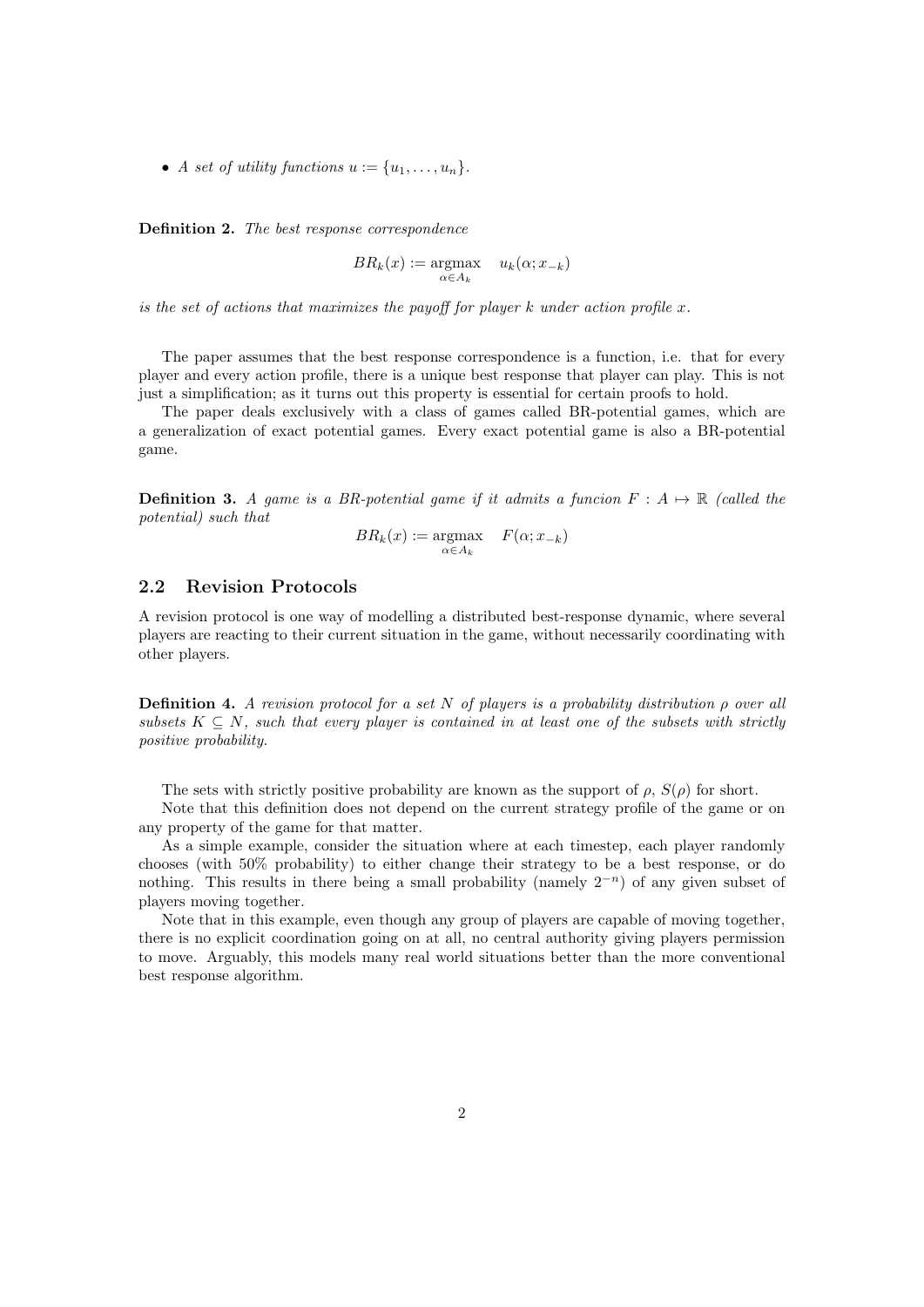- *A set of utility functions $u := \{u_1, \ldots, u_n\}$.*

**Definition 2.** *The best response correspondence*

$$BR_k(x) := \underset{\alpha \in A_k}{\operatorname{argmax}} \quad u_k(\alpha; x_{-k})$$

*is the set of actions that maximizes the payoff for player $k$ under action profile $x$.*

The paper assumes that the best response correspondence is a function, i.e. that for every player and every action profile, there is a unique best response that player can play. This is not just a simplification; as it turns out this property is essential for certain proofs to hold.

The paper deals exclusively with a class of games called BR-potential games, which are a generalization of exact potential games. Every exact potential game is also a BR-potential game.

**Definition 3.** *A game is a BR-potential game if it admits a funcion $F : A \mapsto \mathbb{R}$ (called the potential) such that*

$$BR_k(x) := \underset{\alpha \in A_k}{\operatorname{argmax}} \quad F(\alpha; x_{-k})$$

## 2.2 Revision Protocols

A revision protocol is one way of modelling a distributed best-response dynamic, where several players are reacting to their current situation in the game, without necessarily coordinating with other players.

**Definition 4.** *A revision protocol for a set $N$ of players is a probability distribution $\rho$ over all subsets $K \subseteq N$, such that every player is contained in at least one of the subsets with strictly positive probability.*

The sets with strictly positive probability are known as the support of $\rho$, $S(\rho)$ for short.

Note that this definition does not depend on the current strategy profile of the game or on any property of the game for that matter.

As a simple example, consider the situation where at each timestep, each player randomly chooses (with 50% probability) to either change their strategy to be a best response, or do nothing. This results in there being a small probability (namely $2^{-n}$) of any given subset of players moving together.

Note that in this example, even though any group of players are capable of moving together, there is no explicit coordination going on at all, no central authority giving players permission to move. Arguably, this models many real world situations better than the more conventional best response algorithm.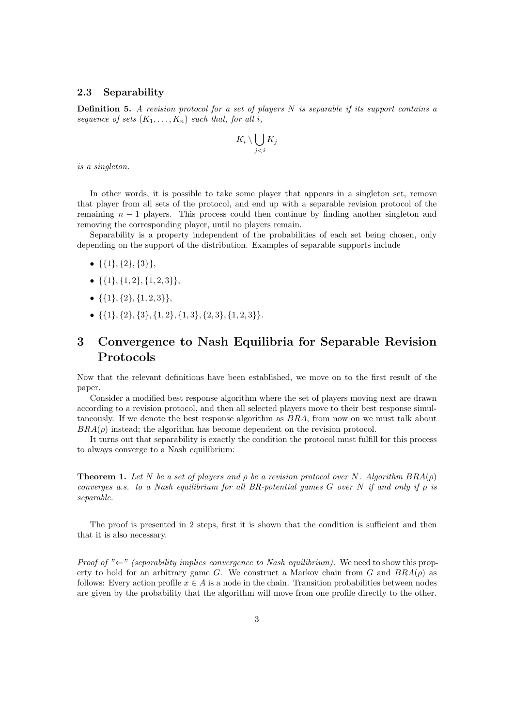### 2.3 Separability

**Definition 5.** *A revision protocol for a set of players $N$ is separable if its support contains a sequence of sets $(K_1, \dots, K_n)$ such that, for all $i$,*

$$K_i \setminus \bigcup_{j<i} K_j$$

*is a singleton.*

In other words, it is possible to take some player that appears in a singleton set, remove that player from all sets of the protocol, and end up with a separable revision protocol of the remaining $n-1$ players. This process could then continue by finding another singleton and removing the corresponding player, until no players remain.

Separability is a property independent of the probabilities of each set being chosen, only depending on the support of the distribution. Examples of separable supports include

- $\{\{1\}, \{2\}, \{3\}\}$,
- $\{\{1\}, \{1, 2\}, \{1, 2, 3\}\}$,
- $\{\{1\}, \{2\}, \{1, 2, 3\}\}$,
- $\{\{1\}, \{2\}, \{3\}, \{1, 2\}, \{1, 3\}, \{2, 3\}, \{1, 2, 3\}\}$.

## 3 Convergence to Nash Equilibria for Separable Revision Protocols

Now that the relevant definitions have been established, we move on to the first result of the paper.

Consider a modified best response algorithm where the set of players moving next are drawn according to a revision protocol, and then all selected players move to their best response simultaneously. If we denote the best response algorithm as $BRA$, from now on we must talk about $BRA(\rho)$ instead; the algorithm has become dependent on the revision protocol.

It turns out that separability is exactly the condition the protocol must fulfill for this process to always converge to a Nash equilibrium:

**Theorem 1.** *Let $N$ be a set of players and $\rho$ be a revision protocol over $N$. Algorithm $BRA(\rho)$ converges a.s. to a Nash equilibrium for all BR-potential games $G$ over $N$ if and only if $\rho$ is separable.*

The proof is presented in 2 steps, first it is shown that the condition is sufficient and then that it is also necessary.

*Proof of "$\Leftarrow$" (separability implies convergence to Nash equilibrium).* We need to show this property to hold for an arbitrary game $G$. We construct a Markov chain from $G$ and $BRA(\rho)$ as follows: Every action profile $x \in A$ is a node in the chain. Transition probabilities between nodes are given by the probability that the algorithm will move from one profile directly to the other.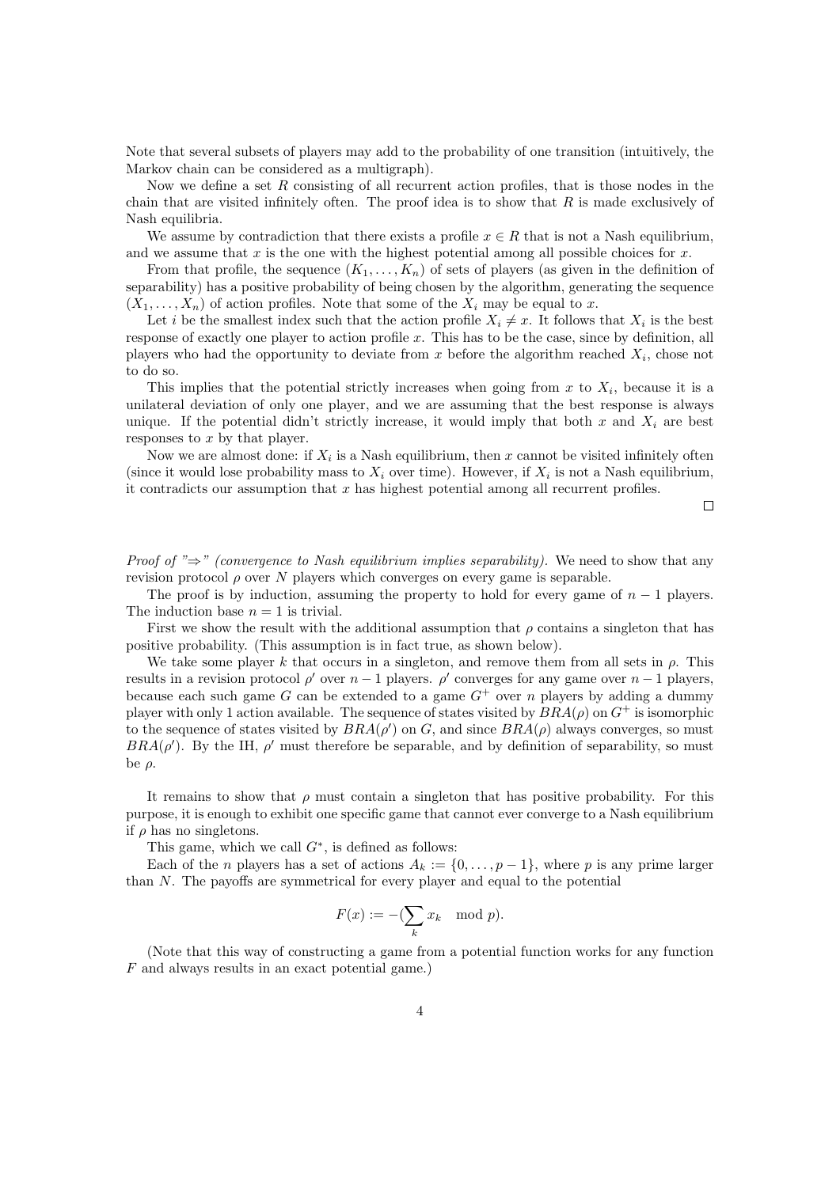Note that several subsets of players may add to the probability of one transition (intuitively, the Markov chain can be considered as a multigraph).

Now we define a set $R$ consisting of all recurrent action profiles, that is those nodes in the chain that are visited infinitely often. The proof idea is to show that $R$ is made exclusively of Nash equilibria.

We assume by contradiction that there exists a profile $x \in R$ that is not a Nash equilibrium, and we assume that $x$ is the one with the highest potential among all possible choices for $x$.

From that profile, the sequence $(K_1, \ldots, K_n)$ of sets of players (as given in the definition of separability) has a positive probability of being chosen by the algorithm, generating the sequence $(X_1, \ldots, X_n)$ of action profiles. Note that some of the $X_i$ may be equal to $x$.

Let $i$ be the smallest index such that the action profile $X_i \neq x$. It follows that $X_i$ is the best response of exactly one player to action profile $x$. This has to be the case, since by definition, all players who had the opportunity to deviate from $x$ before the algorithm reached $X_i$, chose not to do so.

This implies that the potential strictly increases when going from $x$ to $X_i$, because it is a unilateral deviation of only one player, and we are assuming that the best response is always unique. If the potential didn't strictly increase, it would imply that both $x$ and $X_i$ are best responses to $x$ by that player.

Now we are almost done: if $X_i$ is a Nash equilibrium, then $x$ cannot be visited infinitely often (since it would lose probability mass to $X_i$ over time). However, if $X_i$ is not a Nash equilibrium, it contradicts our assumption that $x$ has highest potential among all recurrent profiles.

□

*Proof of "⇒" (convergence to Nash equilibrium implies separability).* We need to show that any revision protocol $\rho$ over $N$ players which converges on every game is separable.

The proof is by induction, assuming the property to hold for every game of $n-1$ players. The induction base $n = 1$ is trivial.

First we show the result with the additional assumption that $\rho$ contains a singleton that has positive probability. (This assumption is in fact true, as shown below).

We take some player $k$ that occurs in a singleton, and remove them from all sets in $\rho$. This results in a revision protocol $\rho'$ over $n-1$ players. $\rho'$ converges for any game over $n-1$ players, because each such game $G$ can be extended to a game $G^+$ over $n$ players by adding a dummy player with only 1 action available. The sequence of states visited by $BRA(\rho)$ on $G^+$ is isomorphic to the sequence of states visited by $BRA(\rho')$ on $G$, and since $BRA(\rho)$ always converges, so must $BRA(\rho')$. By the IH, $\rho'$ must therefore be separable, and by definition of separability, so must be $\rho$.

It remains to show that $\rho$ must contain a singleton that has positive probability. For this purpose, it is enough to exhibit one specific game that cannot ever converge to a Nash equilibrium if $\rho$ has no singletons.

This game, which we call $G^*$, is defined as follows:

Each of the $n$ players has a set of actions $A_k := \{0, \ldots, p-1\}$, where $p$ is any prime larger than $N$. The payoffs are symmetrical for every player and equal to the potential

$$F(x) := -(\sum_k x_k \mod p).$$

(Note that this way of constructing a game from a potential function works for any function $F$ and always results in an exact potential game.)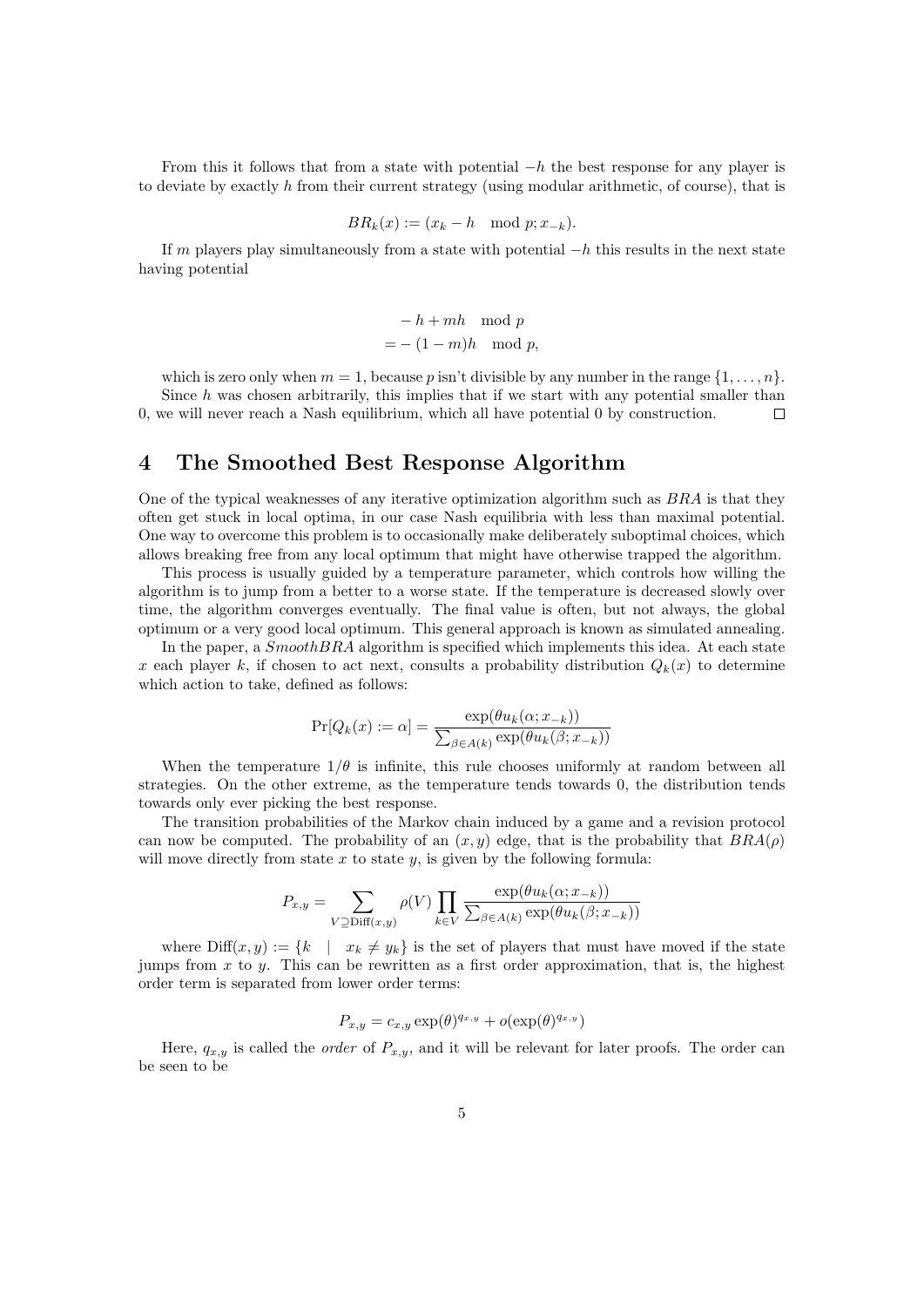From this it follows that from a state with potential $-h$ the best response for any player is to deviate by exactly $h$ from their current strategy (using modular arithmetic, of course), that is

$$BR_k(x) := (x_k - h \mod p; x_{-k}).$$

If $m$ players play simultaneously from a state with potential $-h$ this results in the next state having potential

$$\begin{aligned} & -h + mh \mod p \\ = & -(1-m)h \mod p, \end{aligned}$$

which is zero only when $m = 1$, because $p$ isn't divisible by any number in the range $\{1, \ldots, n\}$.

Since $h$ was chosen arbitrarily, this implies that if we start with any potential smaller than 0, we will never reach a Nash equilibrium, which all have potential 0 by construction. □

# 4 The Smoothed Best Response Algorithm

One of the typical weaknesses of any iterative optimization algorithm such as *BRA* is that they often get stuck in local optima, in our case Nash equilibria with less than maximal potential. One way to overcome this problem is to occasionally make deliberately suboptimal choices, which allows breaking free from any local optimum that might have otherwise trapped the algorithm.

This process is usually guided by a temperature parameter, which controls how willing the algorithm is to jump from a better to a worse state. If the temperature is decreased slowly over time, the algorithm converges eventually. The final value is often, but not always, the global optimum or a very good local optimum. This general approach is known as simulated annealing.

In the paper, a *SmoothBRA* algorithm is specified which implements this idea. At each state $x$ each player $k$, if chosen to act next, consults a probability distribution $Q_k(x)$ to determine which action to take, defined as follows:

$$\Pr[Q_k(x) := \alpha] = \frac{\exp(\theta u_k(\alpha; x_{-k}))}{\sum_{\beta \in A(k)} \exp(\theta u_k(\beta; x_{-k}))}$$

When the temperature $1/\theta$ is infinite, this rule chooses uniformly at random between all strategies. On the other extreme, as the temperature tends towards 0, the distribution tends towards only ever picking the best response.

The transition probabilities of the Markov chain induced by a game and a revision protocol can now be computed. The probability of an $(x, y)$ edge, that is the probability that $BRA(\rho)$ will move directly from state $x$ to state $y$, is given by the following formula:

$$P_{x,y} = \sum_{V \supseteq \mathrm{Diff}(x,y)} \rho(V) \prod_{k \in V} \frac{\exp(\theta u_k(\alpha; x_{-k}))}{\sum_{\beta \in A(k)} \exp(\theta u_k(\beta; x_{-k}))}$$

where $\mathrm{Diff}(x, y) := \{k \mid x_k \neq y_k\}$ is the set of players that must have moved if the state jumps from $x$ to $y$. This can be rewritten as a first order approximation, that is, the highest order term is separated from lower order terms:

$$P_{x,y} = c_{x,y} \exp(\theta)^{q_{x,y}} + o(\exp(\theta)^{q_{x,y}})$$

Here, $q_{x,y}$ is called the *order* of $P_{x,y}$, and it will be relevant for later proofs. The order can be seen to be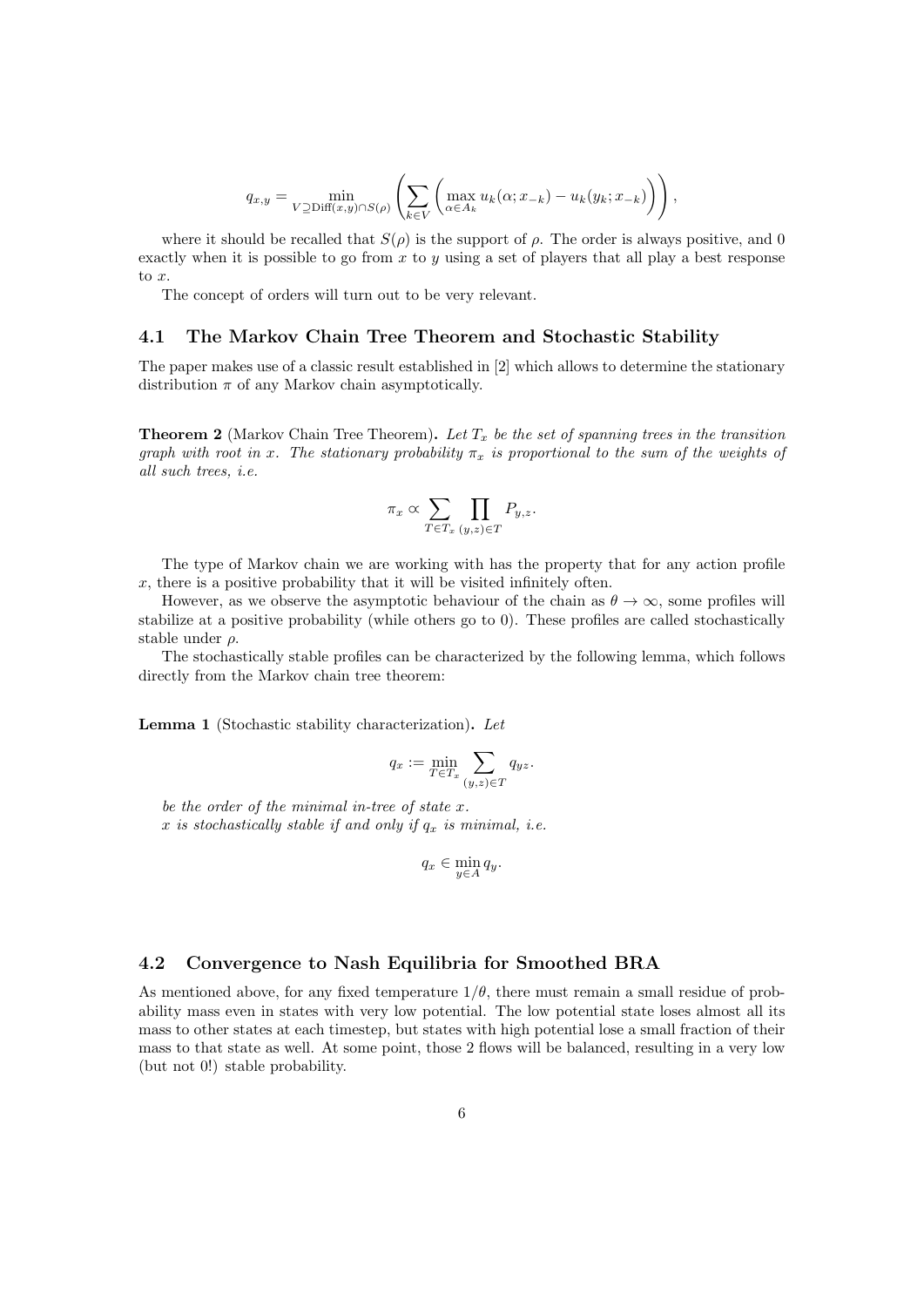$$q_{x,y} = \min_{V \supseteq \text{Diff}(x,y) \cap S(\rho)} \left( \sum_{k \in V} \left( \max_{\alpha \in A_k} u_k(\alpha; x_{-k}) - u_k(y_k; x_{-k}) \right) \right),$$

where it should be recalled that $S(\rho)$ is the support of $\rho$. The order is always positive, and 0 exactly when it is possible to go from $x$ to $y$ using a set of players that all play a best response to $x$.

The concept of orders will turn out to be very relevant.

### 4.1 The Markov Chain Tree Theorem and Stochastic Stability

The paper makes use of a classic result established in [2] which allows to determine the stationary distribution $\pi$ of any Markov chain asymptotically.

**Theorem 2** (Markov Chain Tree Theorem)**.** *Let $T_x$ be the set of spanning trees in the transition graph with root in $x$. The stationary probability $\pi_x$ is proportional to the sum of the weights of all such trees, i.e.*

$$\pi_x \propto \sum_{T \in T_x} \prod_{(y,z) \in T} P_{y,z}.$$

The type of Markov chain we are working with has the property that for any action profile $x$, there is a positive probability that it will be visited infinitely often.

However, as we observe the asymptotic behaviour of the chain as $\theta \to \infty$, some profiles will stabilize at a positive probability (while others go to 0). These profiles are called stochastically stable under $\rho$.

The stochastically stable profiles can be characterized by the following lemma, which follows directly from the Markov chain tree theorem:

**Lemma 1** (Stochastic stability characterization)**.** *Let*

$$q_x := \min_{T \in T_x} \sum_{(y,z) \in T} q_{yz}.$$

*be the order of the minimal in-tree of state $x$.*
*$x$ is stochastically stable if and only if $q_x$ is minimal, i.e.*

$$q_x \in \min_{y \in A} q_y.$$

### 4.2 Convergence to Nash Equilibria for Smoothed BRA

As mentioned above, for any fixed temperature $1/\theta$, there must remain a small residue of probability mass even in states with very low potential. The low potential state loses almost all its mass to other states at each timestep, but states with high potential lose a small fraction of their mass to that state as well. At some point, those 2 flows will be balanced, resulting in a very low (but not 0!) stable probability.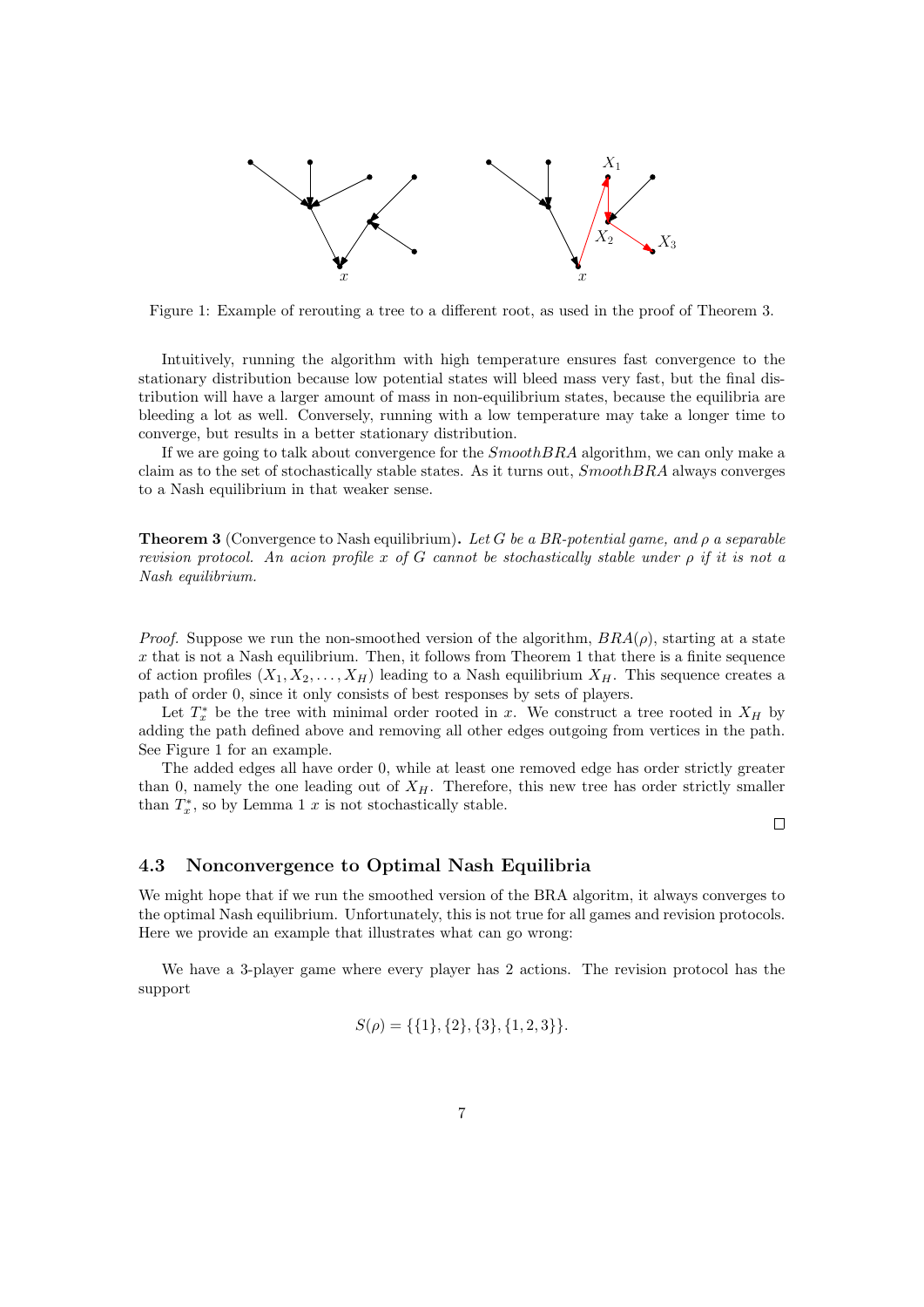Figure 1: Example of rerouting a tree to a different root, as used in the proof of Theorem 3.

Intuitively, running the algorithm with high temperature ensures fast convergence to the stationary distribution because low potential states will bleed mass very fast, but the final distribution will have a larger amount of mass in non-equilibrium states, because the equilibria are bleeding a lot as well. Conversely, running with a low temperature may take a longer time to converge, but results in a better stationary distribution.

If we are going to talk about convergence for the *SmoothBRA* algorithm, we can only make a claim as to the set of stochastically stable states. As it turns out, *SmoothBRA* always converges to a Nash equilibrium in that weaker sense.

**Theorem 3** (Convergence to Nash equilibrium)**.** *Let $G$ be a BR-potential game, and $\rho$ a separable revision protocol. An acion profile $x$ of $G$ cannot be stochastically stable under $\rho$ if it is not a Nash equilibrium.*

*Proof.* Suppose we run the non-smoothed version of the algorithm, $BRA(\rho)$, starting at a state $x$ that is not a Nash equilibrium. Then, it follows from Theorem 1 that there is a finite sequence of action profiles $(X_1, X_2, \ldots, X_H)$ leading to a Nash equilibrium $X_H$. This sequence creates a path of order 0, since it only consists of best responses by sets of players.

Let $T_x^*$ be the tree with minimal order rooted in $x$. We construct a tree rooted in $X_H$ by adding the path defined above and removing all other edges outgoing from vertices in the path. See Figure 1 for an example.

The added edges all have order 0, while at least one removed edge has order strictly greater than 0, namely the one leading out of $X_H$. Therefore, this new tree has order strictly smaller than $T_x^*$, so by Lemma 1 $x$ is not stochastically stable. □

### 4.3 Nonconvergence to Optimal Nash Equilibria

We might hope that if we run the smoothed version of the BRA algoritm, it always converges to the optimal Nash equilibrium. Unfortunately, this is not true for all games and revision protocols. Here we provide an example that illustrates what can go wrong:

We have a 3-player game where every player has 2 actions. The revision protocol has the support

$$S(\rho) = \{\{1\}, \{2\}, \{3\}, \{1, 2, 3\}\}.$$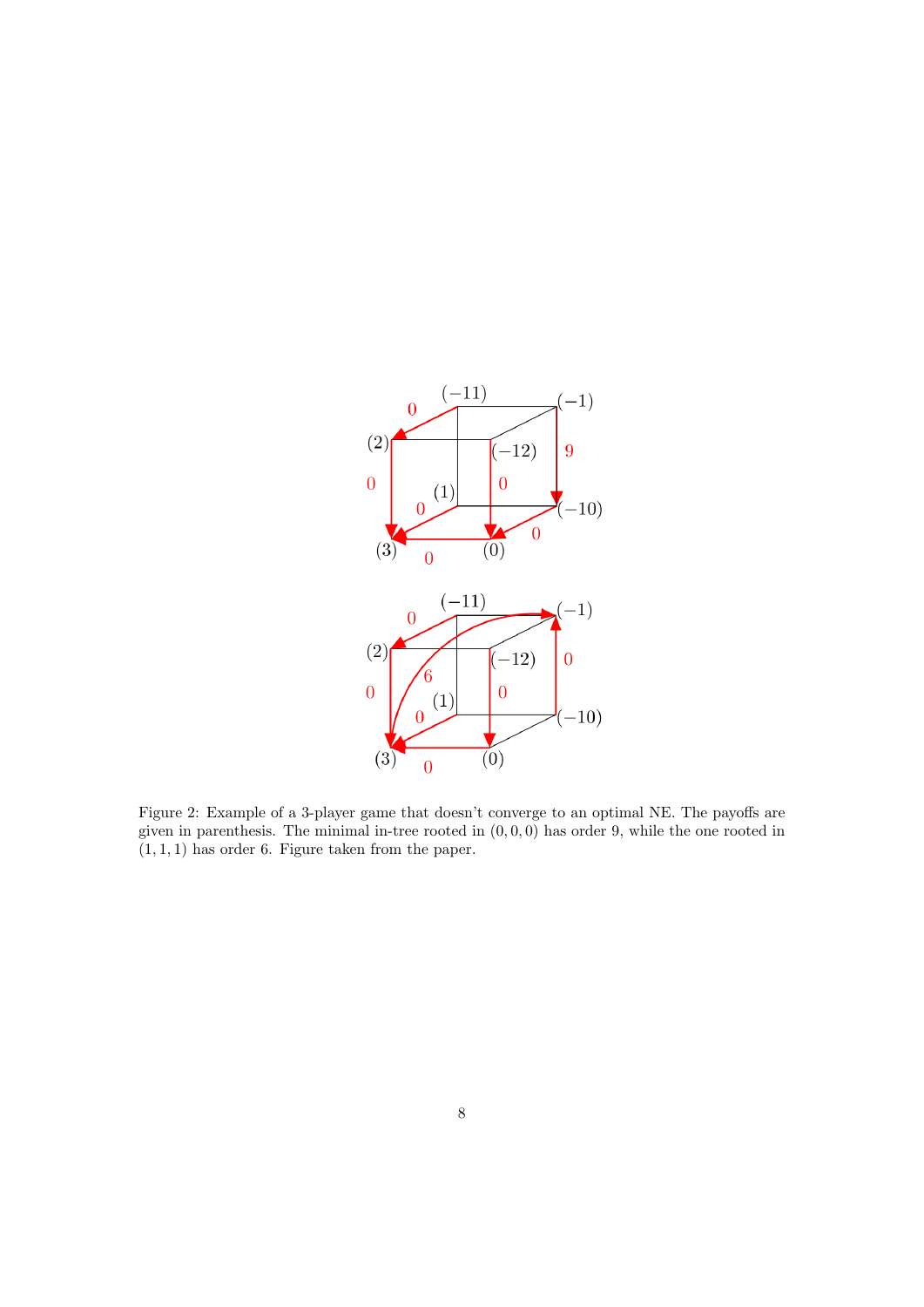Figure 2: Example of a 3-player game that doesn't converge to an optimal NE. The payoffs are given in parenthesis. The minimal in-tree rooted in $(0, 0, 0)$ has order 9, while the one rooted in $(1, 1, 1)$ has order 6. Figure taken from the paper.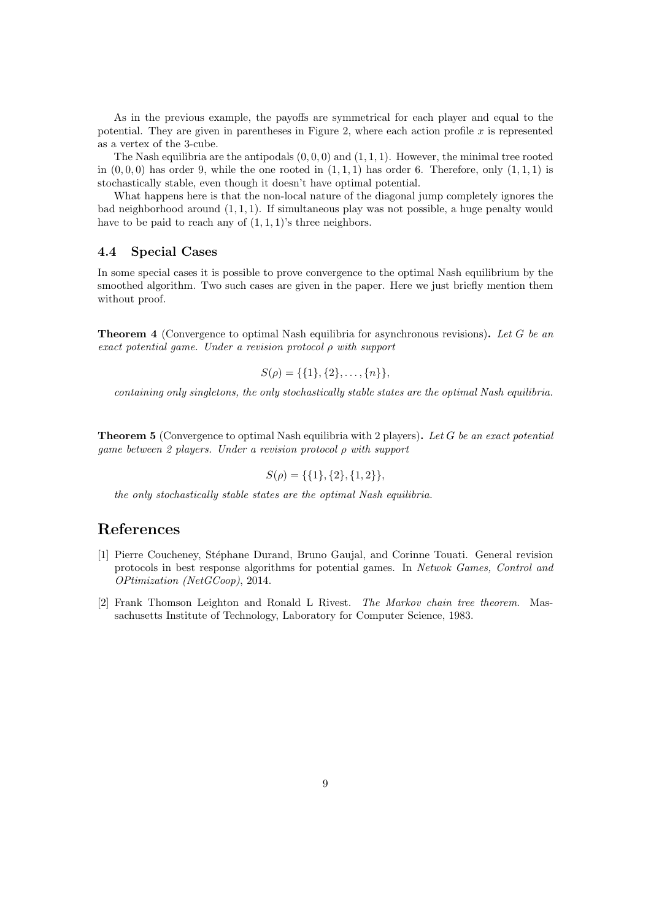As in the previous example, the payoffs are symmetrical for each player and equal to the potential. They are given in parentheses in Figure 2, where each action profile $x$ is represented as a vertex of the 3-cube.

The Nash equilibria are the antipodals $(0, 0, 0)$ and $(1, 1, 1)$. However, the minimal tree rooted in $(0, 0, 0)$ has order 9, while the one rooted in $(1, 1, 1)$ has order 6. Therefore, only $(1, 1, 1)$ is stochastically stable, even though it doesn't have optimal potential.

What happens here is that the non-local nature of the diagonal jump completely ignores the bad neighborhood around $(1, 1, 1)$. If simultaneous play was not possible, a huge penalty would have to be paid to reach any of $(1, 1, 1)$'s three neighbors.

### 4.4 Special Cases

In some special cases it is possible to prove convergence to the optimal Nash equilibrium by the smoothed algorithm. Two such cases are given in the paper. Here we just briefly mention them without proof.

**Theorem 4** (Convergence to optimal Nash equilibria for asynchronous revisions)**.** *Let $G$ be an exact potential game. Under a revision protocol $\rho$ with support*

$$S(\rho) = \{\{1\}, \{2\}, \ldots, \{n\}\},$$

*containing only singletons, the only stochastically stable states are the optimal Nash equilibria.*

**Theorem 5** (Convergence to optimal Nash equilibria with 2 players)**.** *Let $G$ be an exact potential game between 2 players. Under a revision protocol $\rho$ with support*

$$S(\rho) = \{\{1\}, \{2\}, \{1, 2\}\},$$

*the only stochastically stable states are the optimal Nash equilibria.*

## References

[1] Pierre Coucheney, Stéphane Durand, Bruno Gaujal, and Corinne Touati. General revision protocols in best response algorithms for potential games. In *Netwok Games, Control and OPtimization (NetGCoop)*, 2014.

[2] Frank Thomson Leighton and Ronald L Rivest. *The Markov chain tree theorem*. Massachusetts Institute of Technology, Laboratory for Computer Science, 1983.